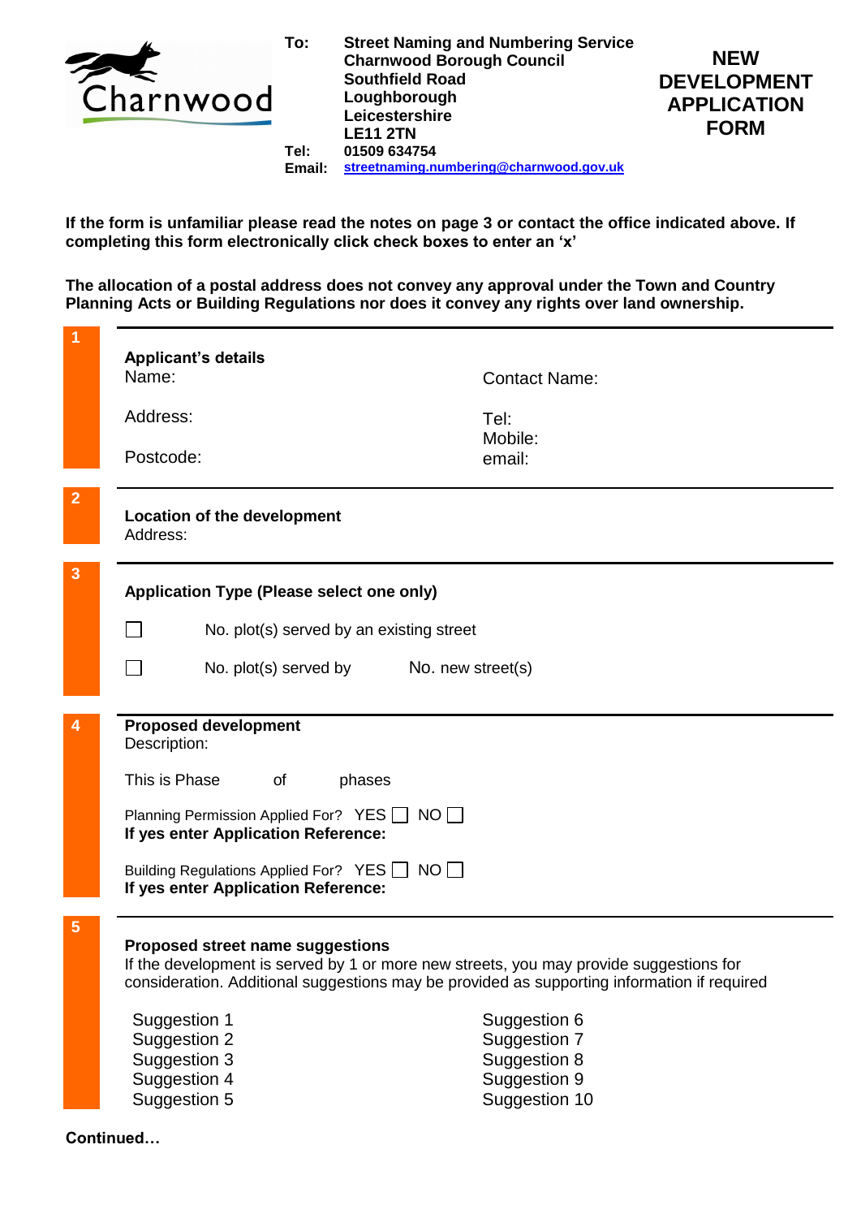Charnwood

**To:** **Street Naming and Numbering Service**
**Charnwood Borough Council**
**Southfield Road**
**Loughborough**
**Leicestershire**
**LE11 2TN**
**Tel:** **01509 634754**
**Email:** **streetnaming.numbering@charnwood.gov.uk**

# NEW DEVELOPMENT APPLICATION FORM

**If the form is unfamiliar please read the notes on page 3 or contact the office indicated above. If completing this form electronically click check boxes to enter an 'x'**

**The allocation of a postal address does not convey any approval under the Town and Country Planning Acts or Building Regulations nor does it convey any rights over land ownership.**

## 1

**Applicant's details**

Name:

Contact Name:

Address:

Tel:

Mobile:

Postcode:

email:

## 2

**Location of the development**

Address:

## 3

**Application Type (Please select one only)**

☐ No. plot(s) served by an existing street

☐ No. plot(s) served by No. new street(s)

## 4

**Proposed development**

Description:

This is Phase of phases

Planning Permission Applied For? YES ☐ NO ☐

**If yes enter Application Reference:**

Building Regulations Applied For? YES ☐ NO ☐

**If yes enter Application Reference:**

## 5

**Proposed street name suggestions**

If the development is served by 1 or more new streets, you may provide suggestions for consideration. Additional suggestions may be provided as supporting information if required

Suggestion 1

Suggestion 2

Suggestion 3

Suggestion 4

Suggestion 5

Suggestion 6

Suggestion 7

Suggestion 8

Suggestion 9

Suggestion 10

**Continued…**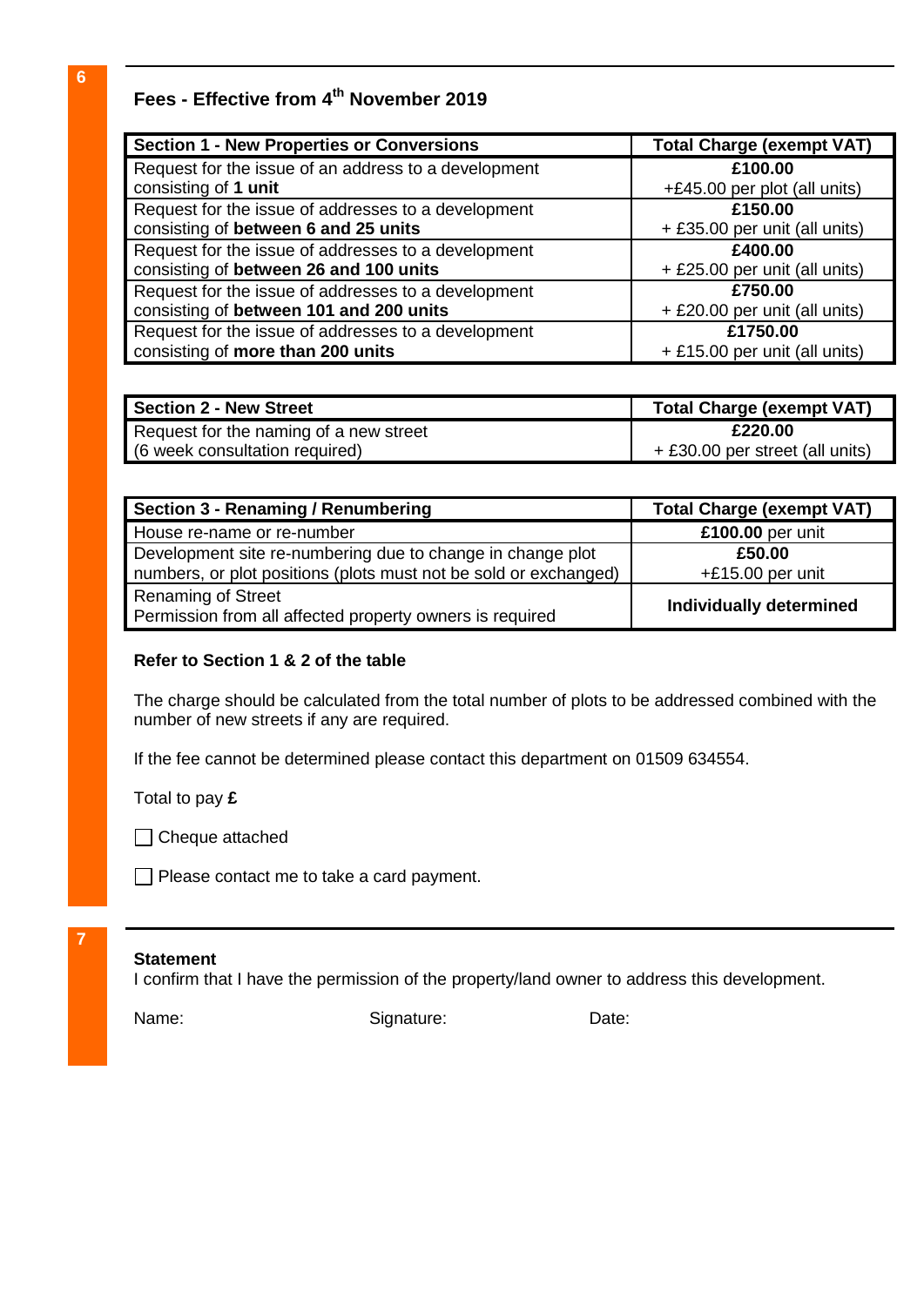6

## Fees - Effective from 4th November 2019

| Section 1 - New Properties or Conversions | Total Charge (exempt VAT) |
|---|---|
| Request for the issue of an address to a development consisting of **1 unit** | **£100.00** +£45.00 per plot (all units) |
| Request for the issue of addresses to a development consisting of **between 6 and 25 units** | **£150.00** + £35.00 per unit (all units) |
| Request for the issue of addresses to a development consisting of **between 26 and 100 units** | **£400.00** + £25.00 per unit (all units) |
| Request for the issue of addresses to a development consisting of **between 101 and 200 units** | **£750.00** + £20.00 per unit (all units) |
| Request for the issue of addresses to a development consisting of **more than 200 units** | **£1750.00** + £15.00 per unit (all units) |

| Section 2 - New Street | Total Charge (exempt VAT) |
|---|---|
| Request for the naming of a new street (6 week consultation required) | **£220.00** + £30.00 per street (all units) |

| Section 3 - Renaming / Renumbering | Total Charge (exempt VAT) |
|---|---|
| House re-name or re-number | **£100.00** per unit |
| Development site re-numbering due to change in change plot numbers, or plot positions (plots must not be sold or exchanged) | **£50.00** +£15.00 per unit |
| Renaming of Street Permission from all affected property owners is required | **Individually determined** |

**Refer to Section 1 & 2 of the table**

The charge should be calculated from the total number of plots to be addressed combined with the number of new streets if any are required.

If the fee cannot be determined please contact this department on 01509 634554.

Total to pay **£**

☐ Cheque attached

☐ Please contact me to take a card payment.

7

**Statement**
I confirm that I have the permission of the property/land owner to address this development.

Name: Signature: Date: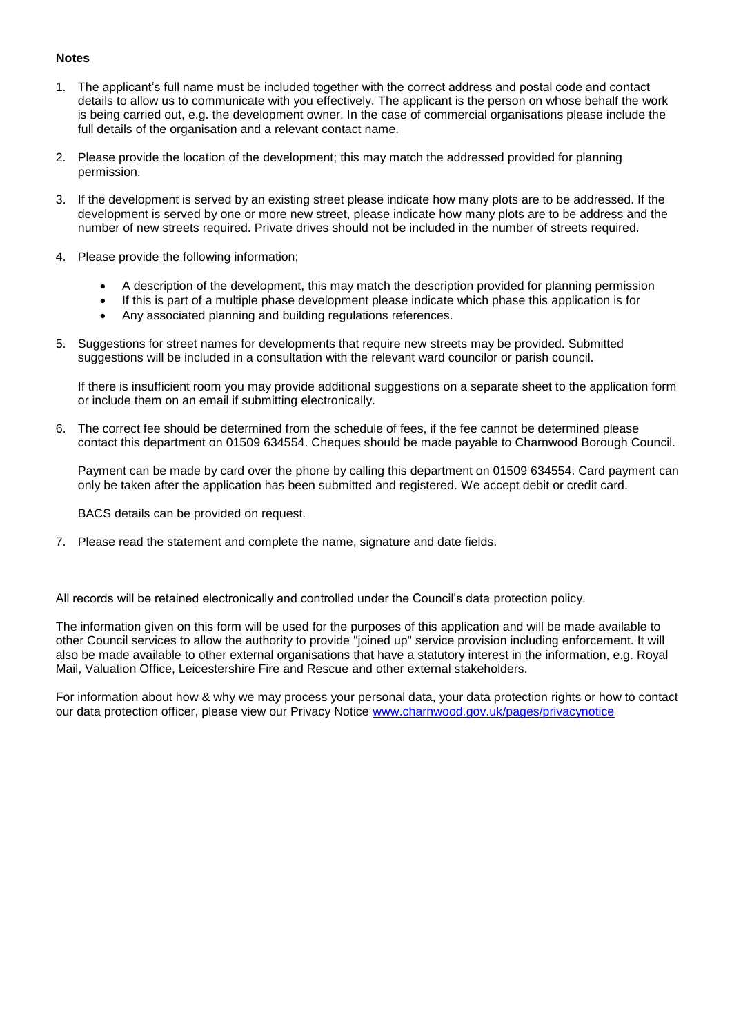**Notes**

1. The applicant's full name must be included together with the correct address and postal code and contact details to allow us to communicate with you effectively. The applicant is the person on whose behalf the work is being carried out, e.g. the development owner. In the case of commercial organisations please include the full details of the organisation and a relevant contact name.

2. Please provide the location of the development; this may match the addressed provided for planning permission.

3. If the development is served by an existing street please indicate how many plots are to be addressed. If the development is served by one or more new street, please indicate how many plots are to be address and the number of new streets required. Private drives should not be included in the number of streets required.

4. Please provide the following information;

   - A description of the development, this may match the description provided for planning permission
   - If this is part of a multiple phase development please indicate which phase this application is for
   - Any associated planning and building regulations references.

5. Suggestions for street names for developments that require new streets may be provided. Submitted suggestions will be included in a consultation with the relevant ward councilor or parish council.

   If there is insufficient room you may provide additional suggestions on a separate sheet to the application form or include them on an email if submitting electronically.

6. The correct fee should be determined from the schedule of fees, if the fee cannot be determined please contact this department on 01509 634554. Cheques should be made payable to Charnwood Borough Council.

   Payment can be made by card over the phone by calling this department on 01509 634554. Card payment can only be taken after the application has been submitted and registered. We accept debit or credit card.

   BACS details can be provided on request.

7. Please read the statement and complete the name, signature and date fields.

All records will be retained electronically and controlled under the Council's data protection policy.

The information given on this form will be used for the purposes of this application and will be made available to other Council services to allow the authority to provide "joined up" service provision including enforcement. It will also be made available to other external organisations that have a statutory interest in the information, e.g. Royal Mail, Valuation Office, Leicestershire Fire and Rescue and other external stakeholders.

For information about how & why we may process your personal data, your data protection rights or how to contact our data protection officer, please view our Privacy Notice [www.charnwood.gov.uk/pages/privacynotice](www.charnwood.gov.uk/pages/privacynotice)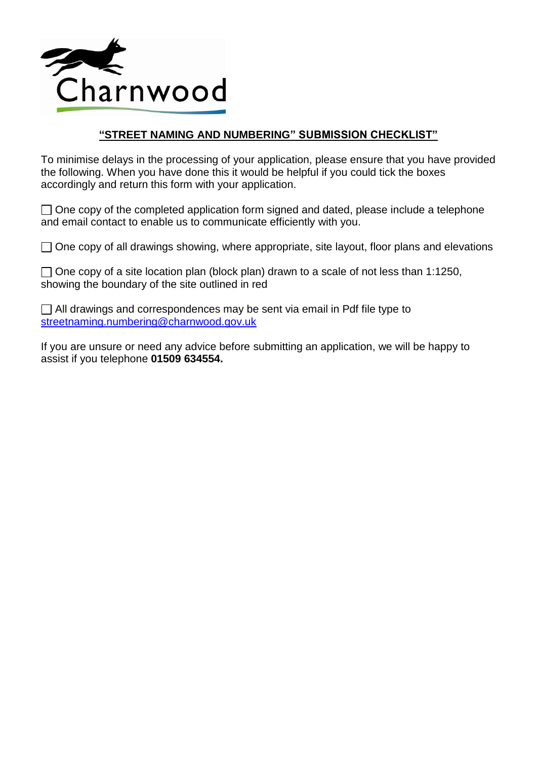Charnwood

## "STREET NAMING AND NUMBERING" SUBMISSION CHECKLIST"

To minimise delays in the processing of your application, please ensure that you have provided the following. When you have done this it would be helpful if you could tick the boxes accordingly and return this form with your application.

☐ One copy of the completed application form signed and dated, please include a telephone and email contact to enable us to communicate efficiently with you.

☐ One copy of all drawings showing, where appropriate, site layout, floor plans and elevations

☐ One copy of a site location plan (block plan) drawn to a scale of not less than 1:1250, showing the boundary of the site outlined in red

☐ All drawings and correspondences may be sent via email in Pdf file type to streetnaming.numbering@charnwood.gov.uk

If you are unsure or need any advice before submitting an application, we will be happy to assist if you telephone **01509 634554.**